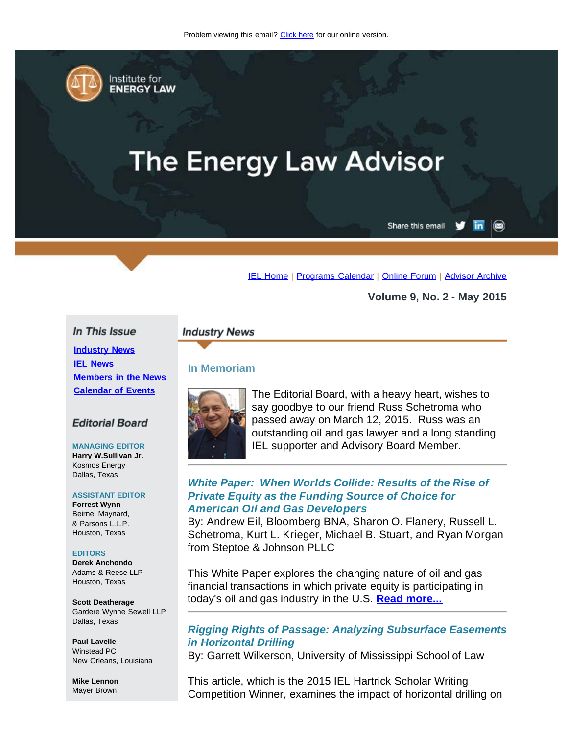Problem viewing this email? Click here for our online version.

Institute for ENERGY LAW

# The Energy Law Advisor

Share this email

IEL Home | Programs Calendar | Online Forum | Advisor Archive

**Volume 9, No. 2 - May 2015**

## In This Issue

- Industry News
- IEL News
- Members in the News
- Calendar of Events

## Editorial Board

**MANAGING EDITOR**
**Harry W.Sullivan Jr.**
Kosmos Energy
Dallas, Texas

**ASSISTANT EDITOR**
**Forrest Wynn**
Beirne, Maynard, & Parsons L.L.P.
Houston, Texas

**EDITORS**
**Derek Anchondo**
Adams & Reese LLP
Houston, Texas

**Scott Deatherage**
Gardere Wynne Sewell LLP
Dallas, Texas

**Paul Lavelle**
Winstead PC
New Orleans, Louisiana

**Mike Lennon**
Mayer Brown

## Industry News

### In Memoriam

The Editorial Board, with a heavy heart, wishes to say goodbye to our friend Russ Schetroma who passed away on March 12, 2015. Russ was an outstanding oil and gas lawyer and a long standing IEL supporter and Advisory Board Member.

---

### *White Paper: When Worlds Collide: Results of the Rise of Private Equity as the Funding Source of Choice for American Oil and Gas Developers*

By: Andrew Eil, Bloomberg BNA, Sharon O. Flanery, Russell L. Schetroma, Kurt L. Krieger, Michael B. Stuart, and Ryan Morgan from Steptoe & Johnson PLLC

This White Paper explores the changing nature of oil and gas financial transactions in which private equity is participating in today's oil and gas industry in the U.S. **Read more...**

---

### *Rigging Rights of Passage: Analyzing Subsurface Easements in Horizontal Drilling*

By: Garrett Wilkerson, University of Mississippi School of Law

This article, which is the 2015 IEL Hartrick Scholar Writing Competition Winner, examines the impact of horizontal drilling on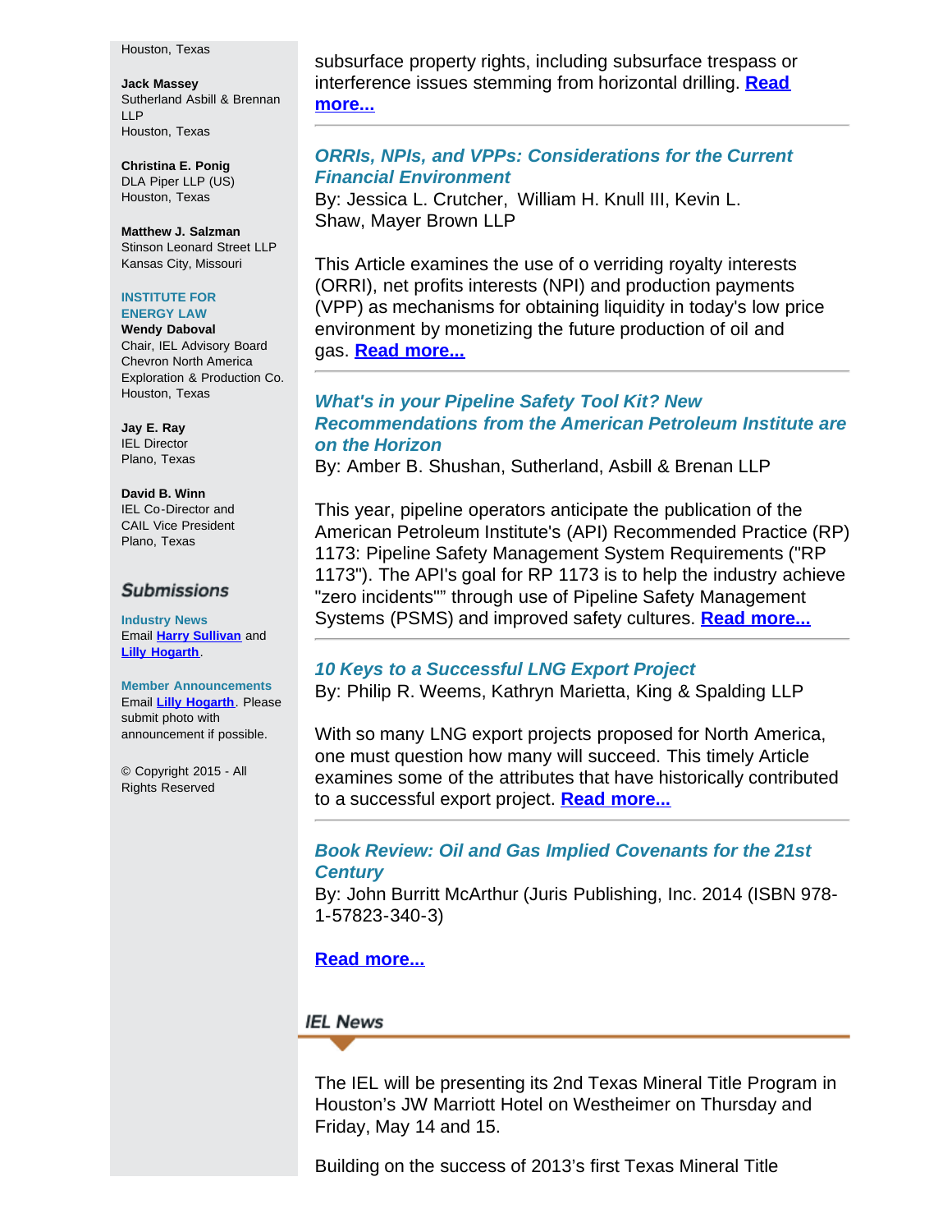Houston, Texas

**Jack Massey**
Sutherland Asbill & Brennan LLP
Houston, Texas

**Christina E. Ponig**
DLA Piper LLP (US)
Houston, Texas

**Matthew J. Salzman**
Stinson Leonard Street LLP
Kansas City, Missouri

**INSTITUTE FOR ENERGY LAW**

**Wendy Daboval**
Chair, IEL Advisory Board
Chevron North America Exploration & Production Co.
Houston, Texas

**Jay E. Ray**
IEL Director
Plano, Texas

**David B. Winn**
IEL Co-Director and CAIL Vice President
Plano, Texas

## Submissions

**Industry News**
Email **Harry Sullivan** and **Lilly Hogarth**.

**Member Announcements**
Email **Lilly Hogarth**. Please submit photo with announcement if possible.

© Copyright 2015 - All Rights Reserved

subsurface property rights, including subsurface trespass or interference issues stemming from horizontal drilling. **Read more...**

---

### *ORRIs, NPIs, and VPPs: Considerations for the Current Financial Environment*

By: Jessica L. Crutcher, William H. Knull III, Kevin L. Shaw, Mayer Brown LLP

This Article examines the use of o verriding royalty interests (ORRI), net profits interests (NPI) and production payments (VPP) as mechanisms for obtaining liquidity in today's low price environment by monetizing the future production of oil and gas. **Read more...**

---

### *What's in your Pipeline Safety Tool Kit? New Recommendations from the American Petroleum Institute are on the Horizon*

By: Amber B. Shushan, Sutherland, Asbill & Brenan LLP

This year, pipeline operators anticipate the publication of the American Petroleum Institute's (API) Recommended Practice (RP) 1173: Pipeline Safety Management System Requirements ("RP 1173"). The API's goal for RP 1173 is to help the industry achieve "zero incidents"" through use of Pipeline Safety Management Systems (PSMS) and improved safety cultures. **Read more...**

---

### *10 Keys to a Successful LNG Export Project*

By: Philip R. Weems, Kathryn Marietta, King & Spalding LLP

With so many LNG export projects proposed for North America, one must question how many will succeed. This timely Article examines some of the attributes that have historically contributed to a successful export project. **Read more...**

---

### *Book Review: Oil and Gas Implied Covenants for the 21st Century*

By: John Burritt McArthur (Juris Publishing, Inc. 2014 (ISBN 978-1-57823-340-3)

**Read more...**

## IEL News

The IEL will be presenting its 2nd Texas Mineral Title Program in Houston's JW Marriott Hotel on Westheimer on Thursday and Friday, May 14 and 15.

Building on the success of 2013's first Texas Mineral Title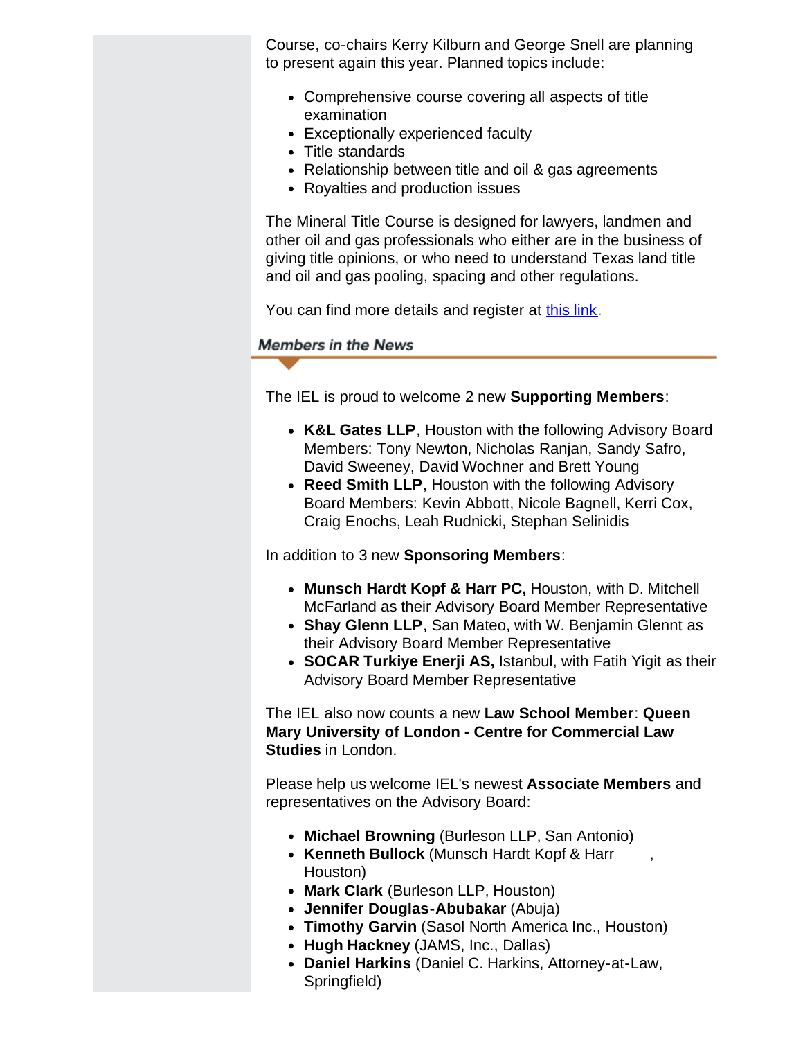Course, co-chairs Kerry Kilburn and George Snell are planning to present again this year. Planned topics include:

- Comprehensive course covering all aspects of title examination
- Exceptionally experienced faculty
- Title standards
- Relationship between title and oil & gas agreements
- Royalties and production issues

The Mineral Title Course is designed for lawyers, landmen and other oil and gas professionals who either are in the business of giving title opinions, or who need to understand Texas land title and oil and gas pooling, spacing and other regulations.

You can find more details and register at this link.

## Members in the News

The IEL is proud to welcome 2 new **Supporting Members**:

- **K&L Gates LLP**, Houston with the following Advisory Board Members: Tony Newton, Nicholas Ranjan, Sandy Safro, David Sweeney, David Wochner and Brett Young
- **Reed Smith LLP**, Houston with the following Advisory Board Members: Kevin Abbott, Nicole Bagnell, Kerri Cox, Craig Enochs, Leah Rudnicki, Stephan Selinidis

In addition to 3 new **Sponsoring Members**:

- **Munsch Hardt Kopf & Harr PC,** Houston, with D. Mitchell McFarland as their Advisory Board Member Representative
- **Shay Glenn LLP**, San Mateo, with W. Benjamin Glennt as their Advisory Board Member Representative
- **SOCAR Turkiye Enerji AS,** Istanbul, with Fatih Yigit as their Advisory Board Member Representative

The IEL also now counts a new **Law School Member**: **Queen Mary University of London - Centre for Commercial Law Studies** in London.

Please help us welcome IEL's newest **Associate Members** and representatives on the Advisory Board:

- **Michael Browning** (Burleson LLP, San Antonio)
- **Kenneth Bullock** (Munsch Hardt Kopf & Harr ,
  Houston)
- **Mark Clark** (Burleson LLP, Houston)
- **Jennifer Douglas-Abubakar** (Abuja)
- **Timothy Garvin** (Sasol North America Inc., Houston)
- **Hugh Hackney** (JAMS, Inc., Dallas)
- **Daniel Harkins** (Daniel C. Harkins, Attorney-at-Law, Springfield)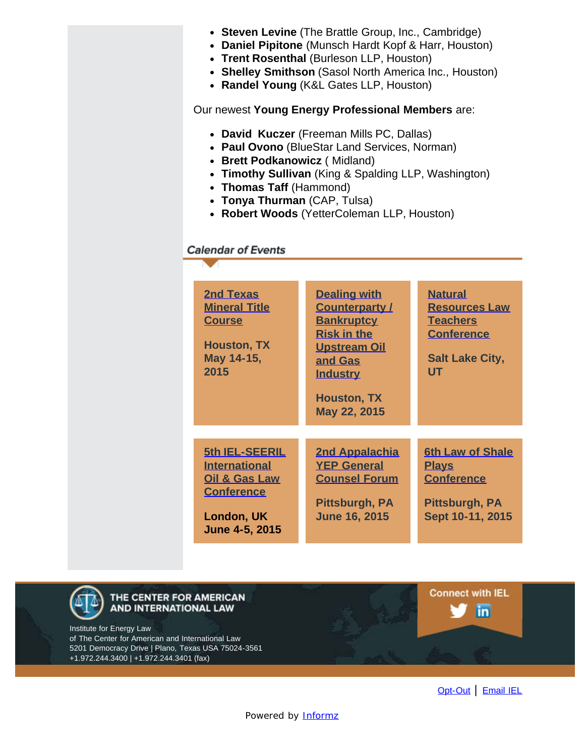- **Steven Levine** (The Brattle Group, Inc., Cambridge)
- **Daniel Pipitone** (Munsch Hardt Kopf & Harr, Houston)
- **Trent Rosenthal** (Burleson LLP, Houston)
- **Shelley Smithson** (Sasol North America Inc., Houston)
- **Randel Young** (K&L Gates LLP, Houston)

Our newest **Young Energy Professional Members** are:

- **David Kuczer** (Freeman Mills PC, Dallas)
- **Paul Ovono** (BlueStar Land Services, Norman)
- **Brett Podkanowicz** ( Midland)
- **Timothy Sullivan** (King & Spalding LLP, Washington)
- **Thomas Taff** (Hammond)
- **Tonya Thurman** (CAP, Tulsa)
- **Robert Woods** (YetterColeman LLP, Houston)

## Calendar of Events

| | | |
|---|---|---|
| **2nd Texas Mineral Title Course**<br>Houston, TX<br>May 14-15, 2015 | **Dealing with Counterparty / Bankruptcy Risk in the Upstream Oil and Gas Industry**<br>Houston, TX<br>May 22, 2015 | **Natural Resources Law Teachers Conference**<br>Salt Lake City, UT |
| **5th IEL-SEERIL International Oil & Gas Law Conference**<br>London, UK<br>June 4-5, 2015 | **2nd Appalachia YEP General Counsel Forum**<br>Pittsburgh, PA<br>June 16, 2015 | **6th Law of Shale Plays Conference**<br>Pittsburgh, PA<br>Sept 10-11, 2015 |

THE CENTER FOR AMERICAN AND INTERNATIONAL LAW

Institute for Energy Law
of The Center for American and International Law
5201 Democracy Drive | Plano, Texas USA 75024-3561
+1.972.244.3400 | +1.972.244.3401 (fax)

Connect with IEL

Opt-Out | Email IEL

Powered by Informz